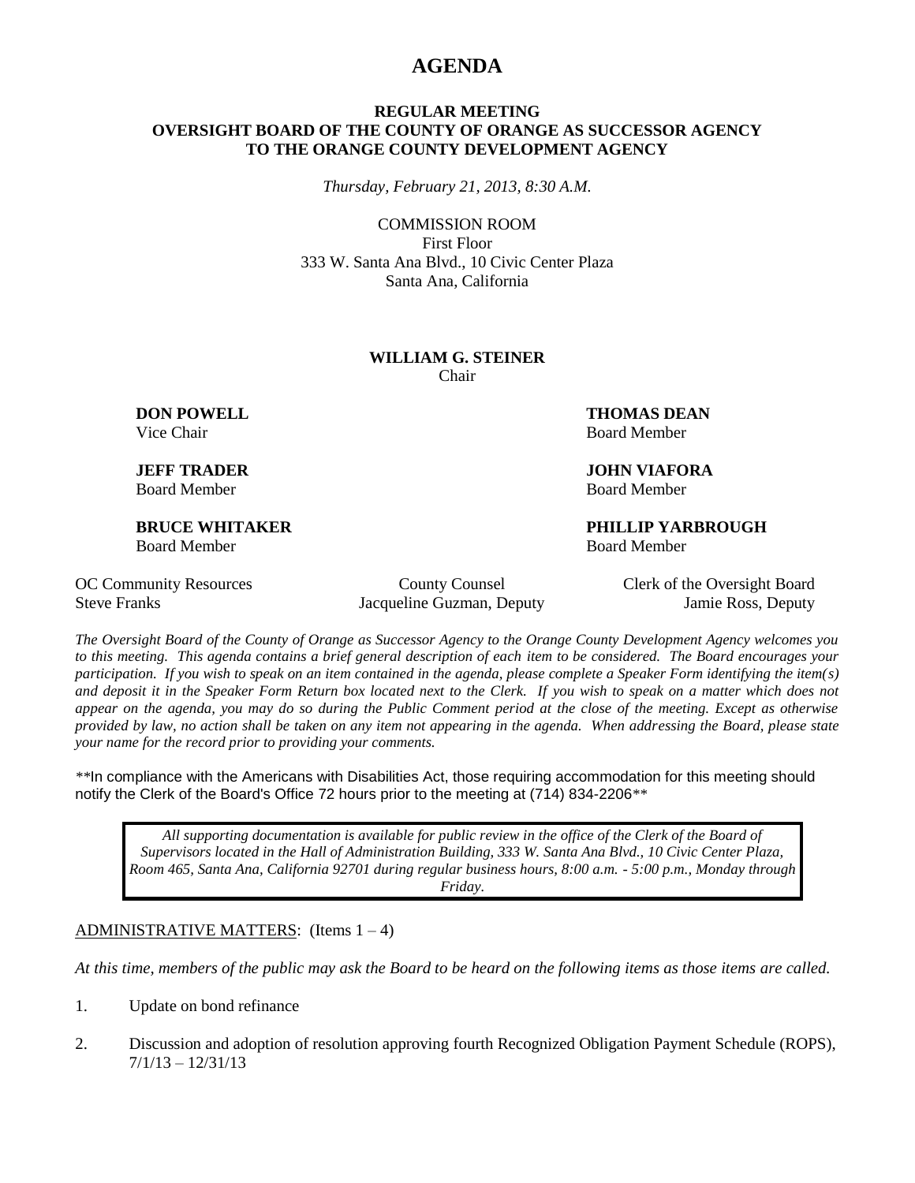# AGENDA

**REGULAR MEETING**
**OVERSIGHT BOARD OF THE COUNTY OF ORANGE AS SUCCESSOR AGENCY TO THE ORANGE COUNTY DEVELOPMENT AGENCY**

*Thursday, February 21, 2013, 8:30 A.M.*

COMMISSION ROOM
First Floor
333 W. Santa Ana Blvd., 10 Civic Center Plaza
Santa Ana, California

**WILLIAM G. STEINER**
Chair

**DON POWELL**
Vice Chair

**THOMAS DEAN**
Board Member

**JEFF TRADER**
Board Member

**JOHN VIAFORA**
Board Member

**BRUCE WHITAKER**
Board Member

**PHILLIP YARBROUGH**
Board Member

| OC Community Resources | County Counsel | Clerk of the Oversight Board |
|---|---|---|
| Steve Franks | Jacqueline Guzman, Deputy | Jamie Ross, Deputy |

*The Oversight Board of the County of Orange as Successor Agency to the Orange County Development Agency welcomes you to this meeting. This agenda contains a brief general description of each item to be considered. The Board encourages your participation. If you wish to speak on an item contained in the agenda, please complete a Speaker Form identifying the item(s) and deposit it in the Speaker Form Return box located next to the Clerk. If you wish to speak on a matter which does not appear on the agenda, you may do so during the Public Comment period at the close of the meeting. Except as otherwise provided by law, no action shall be taken on any item not appearing in the agenda. When addressing the Board, please state your name for the record prior to providing your comments.*

**In compliance with the Americans with Disabilities Act, those requiring accommodation for this meeting should notify the Clerk of the Board's Office 72 hours prior to the meeting at (714) 834-2206**

> *All supporting documentation is available for public review in the office of the Clerk of the Board of Supervisors located in the Hall of Administration Building, 333 W. Santa Ana Blvd., 10 Civic Center Plaza, Room 465, Santa Ana, California 92701 during regular business hours, 8:00 a.m. - 5:00 p.m., Monday through Friday.*

ADMINISTRATIVE MATTERS: (Items 1 – 4)

*At this time, members of the public may ask the Board to be heard on the following items as those items are called.*

1. Update on bond refinance

2. Discussion and adoption of resolution approving fourth Recognized Obligation Payment Schedule (ROPS), 7/1/13 – 12/31/13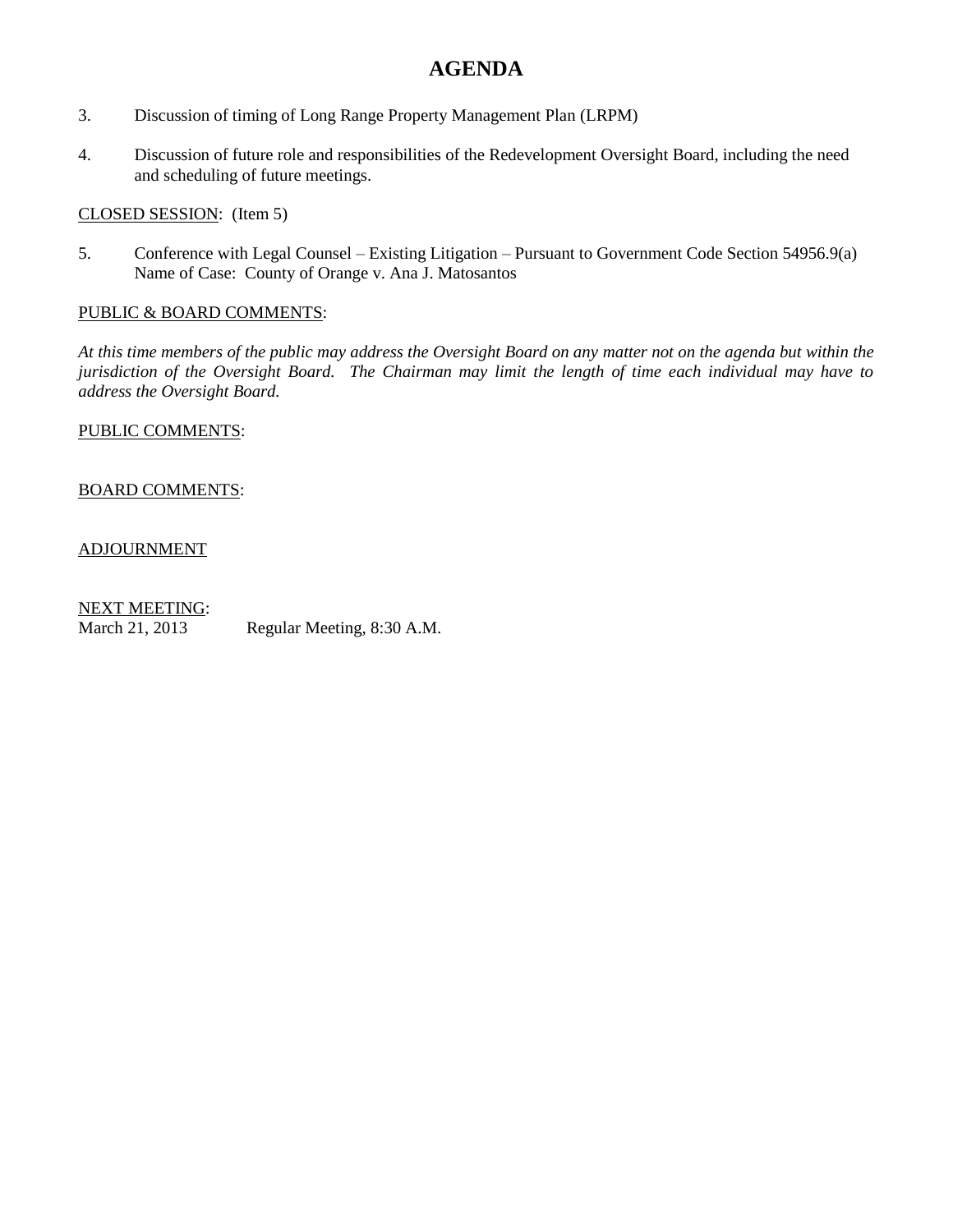# AGENDA

3. Discussion of timing of Long Range Property Management Plan (LRPM)

4. Discussion of future role and responsibilities of the Redevelopment Oversight Board, including the need and scheduling of future meetings.

CLOSED SESSION: (Item 5)

5. Conference with Legal Counsel – Existing Litigation – Pursuant to Government Code Section 54956.9(a)
   Name of Case: County of Orange v. Ana J. Matosantos

PUBLIC & BOARD COMMENTS:

*At this time members of the public may address the Oversight Board on any matter not on the agenda but within the jurisdiction of the Oversight Board. The Chairman may limit the length of time each individual may have to address the Oversight Board.*

PUBLIC COMMENTS:

BOARD COMMENTS:

ADJOURNMENT

NEXT MEETING:
March 21, 2013 Regular Meeting, 8:30 A.M.